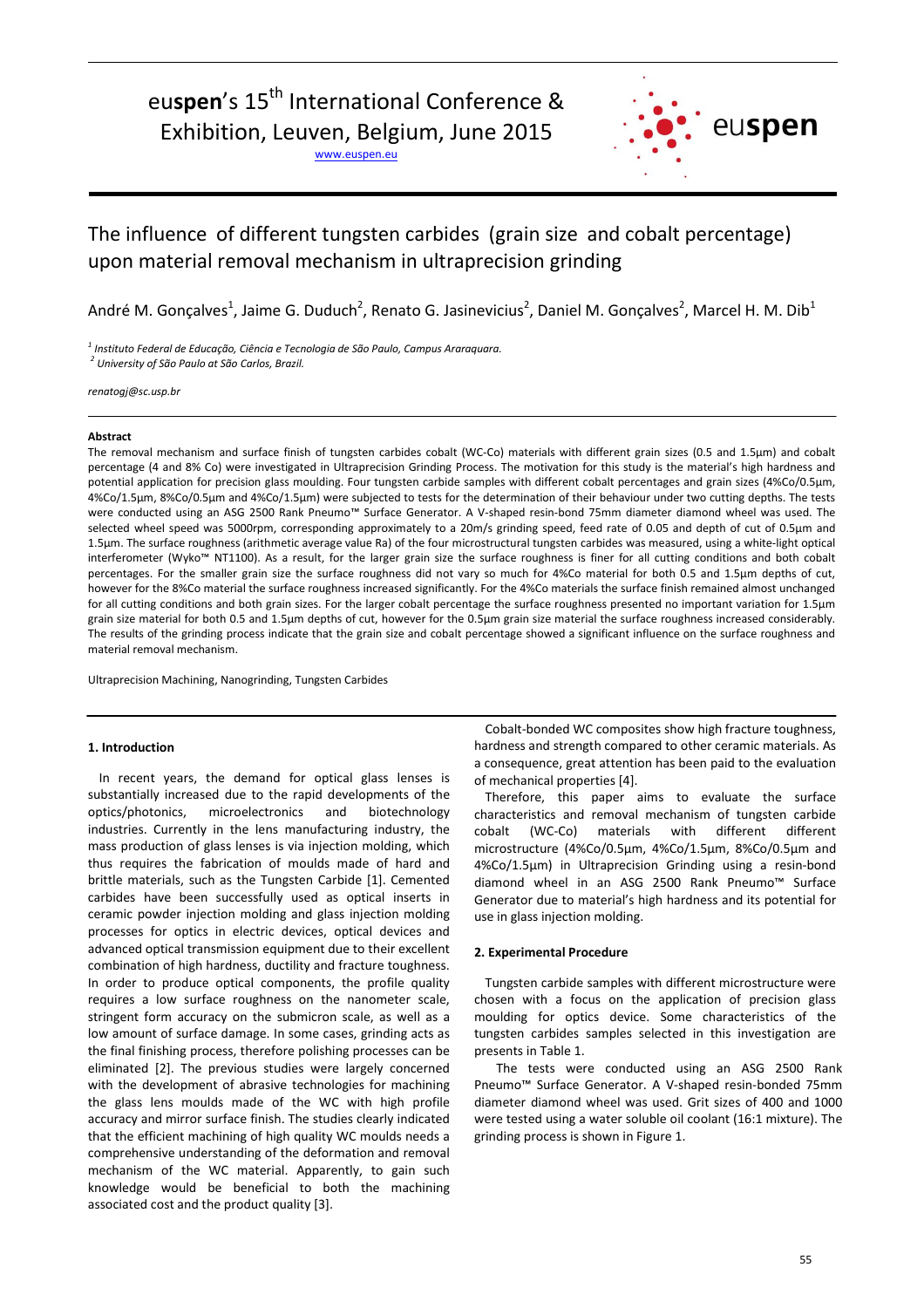euspen's 15th International Conference & Exhibition, Leuven, Belgium, June 2015

www.euspen.eu

# The influence of different tungsten carbides (grain size and cobalt percentage) upon material removal mechanism in ultraprecision grinding

André M. Gonçalves[1], Jaime G. Duduch[2], Renato G. Jasinevicius[2], Daniel M. Gonçalves[2], Marcel H. M. Dib[1]

*[1] Instituto Federal de Educação, Ciência e Tecnologia de São Paulo, Campus Araraquara.*
*[2] University of São Paulo at São Carlos, Brazil.*

*renatogj@sc.usp.br*

**Abstract**

The removal mechanism and surface finish of tungsten carbides cobalt (WC-Co) materials with different grain sizes (0.5 and 1.5µm) and cobalt percentage (4 and 8% Co) were investigated in Ultraprecision Grinding Process. The motivation for this study is the material's high hardness and potential application for precision glass moulding. Four tungsten carbide samples with different cobalt percentages and grain sizes (4%Co/0.5µm, 4%Co/1.5µm, 8%Co/0.5µm and 4%Co/1.5µm) were subjected to tests for the determination of their behaviour under two cutting depths. The tests were conducted using an ASG 2500 Rank Pneumo™ Surface Generator. A V-shaped resin-bond 75mm diameter diamond wheel was used. The selected wheel speed was 5000rpm, corresponding approximately to a 20m/s grinding speed, feed rate of 0.05 and depth of cut of 0.5µm and 1.5µm. The surface roughness (arithmetic average value Ra) of the four microstructural tungsten carbides was measured, using a white-light optical interferometer (Wyko™ NT1100). As a result, for the larger grain size the surface roughness is finer for all cutting conditions and both cobalt percentages. For the smaller grain size the surface roughness did not vary so much for 4%Co material for both 0.5 and 1.5µm depths of cut, however for the 8%Co material the surface roughness increased significantly. For the 4%Co materials the surface finish remained almost unchanged for all cutting conditions and both grain sizes. For the larger cobalt percentage the surface roughness presented no important variation for 1.5µm grain size material for both 0.5 and 1.5µm depths of cut, however for the 0.5µm grain size material the surface roughness increased considerably. The results of the grinding process indicate that the grain size and cobalt percentage showed a significant influence on the surface roughness and material removal mechanism.

Ultraprecision Machining, Nanogrinding, Tungsten Carbides

## 1. Introduction

In recent years, the demand for optical glass lenses is substantially increased due to the rapid developments of the optics/photonics, microelectronics and biotechnology industries. Currently in the lens manufacturing industry, the mass production of glass lenses is via injection molding, which thus requires the fabrication of moulds made of hard and brittle materials, such as the Tungsten Carbide [1]. Cemented carbides have been successfully used as optical inserts in ceramic powder injection molding and glass injection molding processes for optics in electric devices, optical devices and advanced optical transmission equipment due to their excellent combination of high hardness, ductility and fracture toughness. In order to produce optical components, the profile quality requires a low surface roughness on the nanometer scale, stringent form accuracy on the submicron scale, as well as a low amount of surface damage. In some cases, grinding acts as the final finishing process, therefore polishing processes can be eliminated [2]. The previous studies were largely concerned with the development of abrasive technologies for machining the glass lens moulds made of the WC with high profile accuracy and mirror surface finish. The studies clearly indicated that the efficient machining of high quality WC moulds needs a comprehensive understanding of the deformation and removal mechanism of the WC material. Apparently, to gain such knowledge would be beneficial to both the machining associated cost and the product quality [3].

Cobalt-bonded WC composites show high fracture toughness, hardness and strength compared to other ceramic materials. As a consequence, great attention has been paid to the evaluation of mechanical properties [4].

Therefore, this paper aims to evaluate the surface characteristics and removal mechanism of tungsten carbide cobalt (WC-Co) materials with different different microstructure (4%Co/0.5µm, 4%Co/1.5µm, 8%Co/0.5µm and 4%Co/1.5µm) in Ultraprecision Grinding using a resin-bond diamond wheel in an ASG 2500 Rank Pneumo™ Surface Generator due to material's high hardness and its potential for use in glass injection molding.

## 2. Experimental Procedure

Tungsten carbide samples with different microstructure were chosen with a focus on the application of precision glass moulding for optics device. Some characteristics of the tungsten carbides samples selected in this investigation are presents in Table 1.

The tests were conducted using an ASG 2500 Rank Pneumo™ Surface Generator. A V-shaped resin-bonded 75mm diameter diamond wheel was used. Grit sizes of 400 and 1000 were tested using a water soluble oil coolant (16:1 mixture). The grinding process is shown in Figure 1.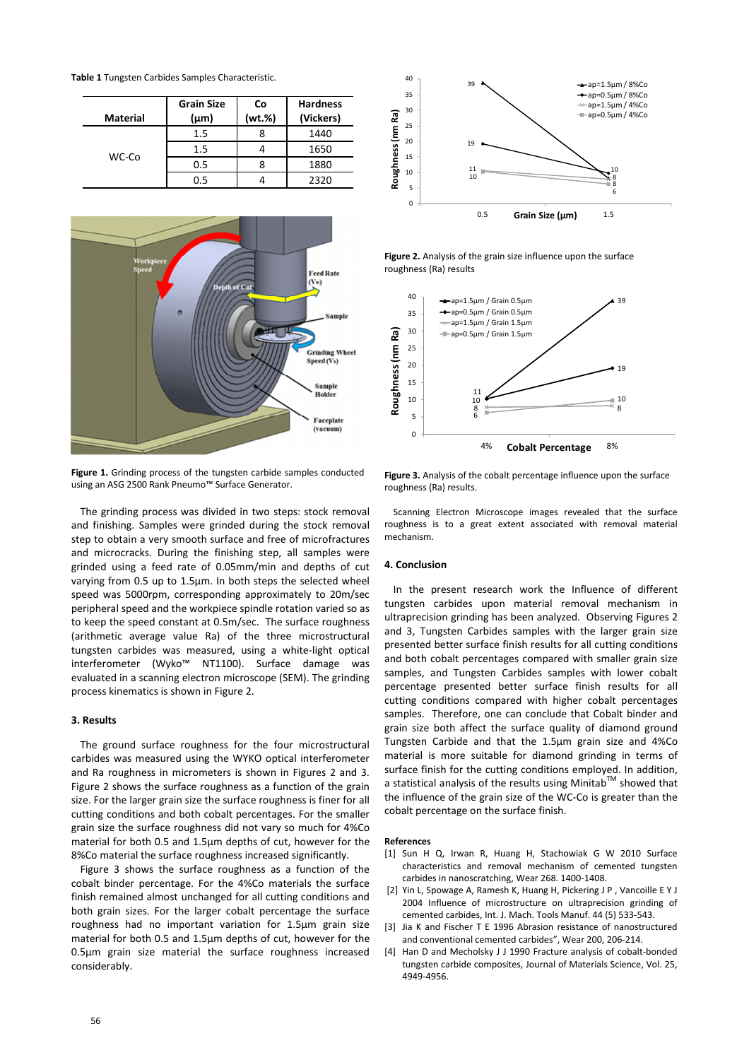**Table 1** Tungsten Carbides Samples Characteristic.

| Material | Grain Size (µm) | Co (wt.%) | Hardness (Vickers) |
|---|---|---|---|
| WC-Co | 1.5 | 8 | 1440 |
| | 1.5 | 4 | 1650 |
| | 0.5 | 8 | 1880 |
| | 0.5 | 4 | 2320 |

Workpiece Speed
Depth of Cut
Feed Rate (Vs)
Sample
Grinding Wheel Speed (Vs)
Sample Holder
Faceplate (vacuum)

**Figure 1.** Grinding process of the tungsten carbide samples conducted using an ASG 2500 Rank Pneumo™ Surface Generator.

The grinding process was divided in two steps: stock removal and finishing. Samples were grinded during the stock removal step to obtain a very smooth surface and free of microfractures and microcracks. During the finishing step, all samples were grinded using a feed rate of 0.05mm/min and depths of cut varying from 0.5 up to 1.5µm. In both steps the selected wheel speed was 5000rpm, corresponding approximately to 20m/sec peripheral speed and the workpiece spindle rotation varied so as to keep the speed constant at 0.5m/sec. The surface roughness (arithmetic average value Ra) of the three microstructural tungsten carbides was measured, using a white-light optical interferometer (Wyko™ NT1100). Surface damage was evaluated in a scanning electron microscope (SEM). The grinding process kinematics is shown in Figure 2.

## 3. Results

The ground surface roughness for the four microstructural carbides was measured using the WYKO optical interferometer and Ra roughness in micrometers is shown in Figures 2 and 3. Figure 2 shows the surface roughness as a function of the grain size. For the larger grain size the surface roughness is finer for all cutting conditions and both cobalt percentages. For the smaller grain size the surface roughness did not vary so much for 4%Co material for both 0.5 and 1.5µm depths of cut, however for the 8%Co material the surface roughness increased significantly.

Figure 3 shows the surface roughness as a function of the cobalt binder percentage. For the 4%Co materials the surface finish remained almost unchanged for all cutting conditions and both grain sizes. For the larger cobalt percentage the surface roughness had no important variation for 1.5µm grain size material for both 0.5 and 1.5µm depths of cut, however for the 0.5µm grain size material the surface roughness increased considerably.

Roughness (nm Ra)
40
35
30
25
20
15
10
5
0
0.5
Grain Size (µm)
1.5
39
19
11
10
10
8
8
6
ap=1.5µm / 8%Co
ap=0.5µm / 8%Co
ap=1.5µm / 4%Co
ap=0.5µm / 4%Co

**Figure 2.** Analysis of the grain size influence upon the surface roughness (Ra) results

Roughness (nm Ra)
40
35
30
25
20
15
10
5
0
4%
Cobalt Percentage
8%
11
10
8
6
39
19
10
8
ap=1.5µm / Grain 0.5µm
ap=0.5µm / Grain 0.5µm
ap=1.5µm / Grain 1.5µm
ap=0.5µm / Grain 1.5µm

**Figure 3.** Analysis of the cobalt percentage influence upon the surface roughness (Ra) results.

Scanning Electron Microscope images revealed that the surface roughness is to a great extent associated with removal material mechanism.

## 4. Conclusion

In the present research work the Influence of different tungsten carbides upon material removal mechanism in ultraprecision grinding has been analyzed. Observing Figures 2 and 3, Tungsten Carbides samples with the larger grain size presented better surface finish results for all cutting conditions and both cobalt percentages compared with smaller grain size samples, and Tungsten Carbides samples with lower cobalt percentage presented better surface finish results for all cutting conditions compared with higher cobalt percentages samples. Therefore, one can conclude that Cobalt binder and grain size both affect the surface quality of diamond ground Tungsten Carbide and that the 1.5µm grain size and 4%Co material is more suitable for diamond grinding in terms of surface finish for the cutting conditions employed. In addition, a statistical analysis of the results using Minitab™ showed that the influence of the grain size of the WC-Co is greater than the cobalt percentage on the surface finish.

## References

[1] Sun H Q, Irwan R, Huang H, Stachowiak G W 2010 Surface characteristics and removal mechanism of cemented tungsten carbides in nanoscratching, Wear 268. 1400-1408.

[2] Yin L, Spowage A, Ramesh K, Huang H, Pickering J P , Vancoille E Y J 2004 Influence of microstructure on ultraprecision grinding of cemented carbides, Int. J. Mach. Tools Manuf. 44 (5) 533-543.

[3] Jia K and Fischer T E 1996 Abrasion resistance of nanostructured and conventional cemented carbides", Wear 200, 206-214.

[4] Han D and Mecholsky J J 1990 Fracture analysis of cobalt-bonded tungsten carbide composites, Journal of Materials Science, Vol. 25, 4949-4956.